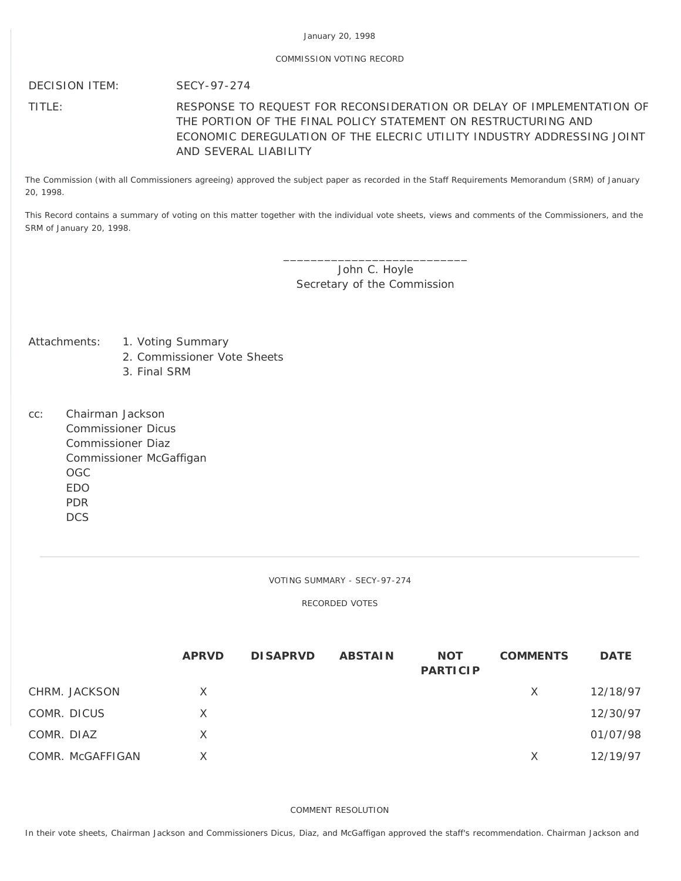January 20, 1998

COMMISSION VOTING RECORD

DECISION ITEM: SECY-97-274

TITLE: RESPONSE TO REQUEST FOR RECONSIDERATION OR DELAY OF IMPLEMENTATION OF THE PORTION OF THE FINAL POLICY STATEMENT ON RESTRUCTURING AND ECONOMIC DEREGULATION OF THE ELECRIC UTILITY INDUSTRY ADDRESSING JOINT AND SEVERAL LIABILITY

The Commission (with all Commissioners agreeing) approved the subject paper as recorded in the Staff Requirements Memorandum (SRM) of January 20, 1998.

This Record contains a summary of voting on this matter together with the individual vote sheets, views and comments of the Commissioners, and the SRM of January 20, 1998.

_____________________________
John C. Hoyle
Secretary of the Commission

Attachments:
1. Voting Summary
2. Commissioner Vote Sheets
3. Final SRM

cc:
Chairman Jackson
Commissioner Dicus
Commissioner Diaz
Commissioner McGaffigan
OGC
EDO
PDR
DCS

---

VOTING SUMMARY - SECY-97-274

RECORDED VOTES

| | APRVD | DISAPRVD | ABSTAIN | NOT PARTICIP | COMMENTS | DATE |
|---|---|---|---|---|---|---|
| CHRM. JACKSON | X | | | | X | 12/18/97 |
| COMR. DICUS | X | | | | | 12/30/97 |
| COMR. DIAZ | X | | | | | 01/07/98 |
| COMR. McGAFFIGAN | X | | | | X | 12/19/97 |

COMMENT RESOLUTION

In their vote sheets, Chairman Jackson and Commissioners Dicus, Diaz, and McGaffigan approved the staff's recommendation. Chairman Jackson and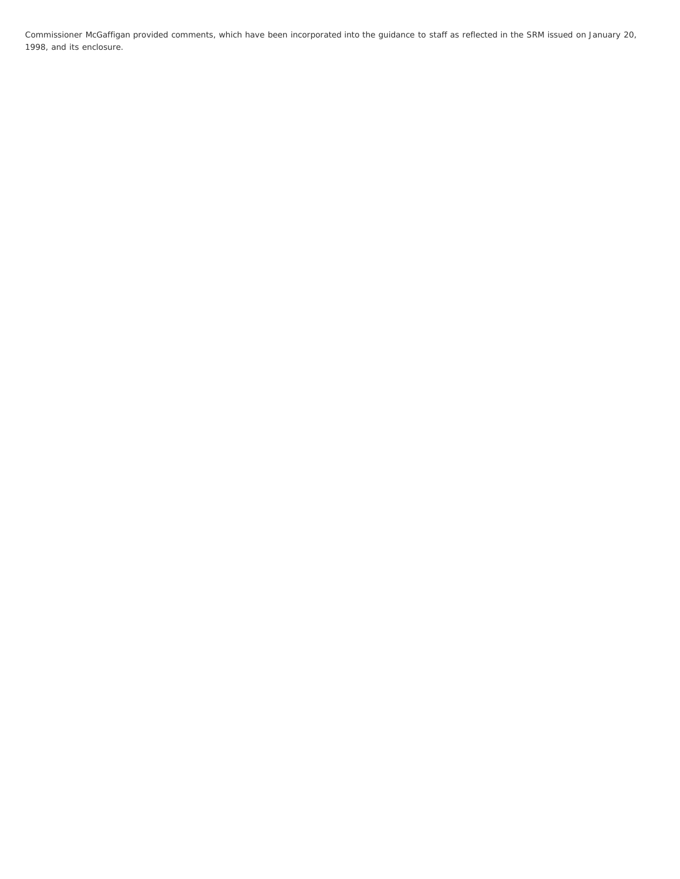Commissioner McGaffigan provided comments, which have been incorporated into the guidance to staff as reflected in the SRM issued on January 20, 1998, and its enclosure.